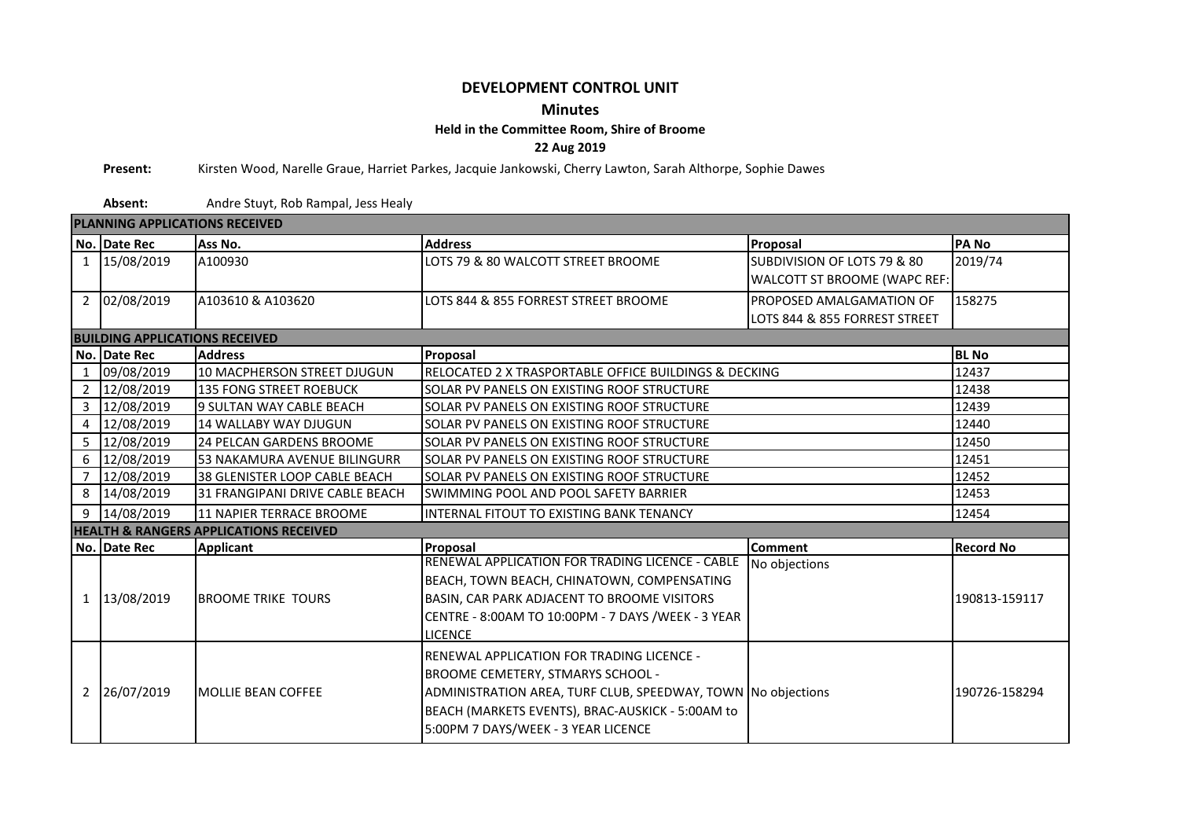# DEVELOPMENT CONTROL UNIT

## Minutes

### Held in the Committee Room, Shire of Broome

### 22 Aug 2019

**Present:** Kirsten Wood, Narelle Graue, Harriet Parkes, Jacquie Jankowski, Cherry Lawton, Sarah Althorpe, Sophie Dawes

**Absent:** Andre Stuyt, Rob Rampal, Jess Healy

**PLANNING APPLICATIONS RECEIVED**

| No. | Date Rec | Ass No. | Address | Proposal | PA No |
|---|---|---|---|---|---|
| 1 | 15/08/2019 | A100930 | LOTS 79 & 80 WALCOTT STREET BROOME | SUBDIVISION OF LOTS 79 & 80 WALCOTT ST BROOME (WAPC REF: | 2019/74 |
| 2 | 02/08/2019 | A103610 & A103620 | LOTS 844 & 855 FORREST STREET BROOME | PROPOSED AMALGAMATION OF LOTS 844 & 855 FORREST STREET | 158275 |

**BUILDING APPLICATIONS RECEIVED**

| No. | Date Rec | Address | Proposal | BL No |
|---|---|---|---|---|
| 1 | 09/08/2019 | 10 MACPHERSON STREET DJUGUN | RELOCATED 2 X TRASPORTABLE OFFICE BUILDINGS & DECKING | 12437 |
| 2 | 12/08/2019 | 135 FONG STREET ROEBUCK | SOLAR PV PANELS ON EXISTING ROOF STRUCTURE | 12438 |
| 3 | 12/08/2019 | 9 SULTAN WAY CABLE BEACH | SOLAR PV PANELS ON EXISTING ROOF STRUCTURE | 12439 |
| 4 | 12/08/2019 | 14 WALLABY WAY DJUGUN | SOLAR PV PANELS ON EXISTING ROOF STRUCTURE | 12440 |
| 5 | 12/08/2019 | 24 PELCAN GARDENS BROOME | SOLAR PV PANELS ON EXISTING ROOF STRUCTURE | 12450 |
| 6 | 12/08/2019 | 53 NAKAMURA AVENUE BILINGURR | SOLAR PV PANELS ON EXISTING ROOF STRUCTURE | 12451 |
| 7 | 12/08/2019 | 38 GLENISTER LOOP CABLE BEACH | SOLAR PV PANELS ON EXISTING ROOF STRUCTURE | 12452 |
| 8 | 14/08/2019 | 31 FRANGIPANI DRIVE CABLE BEACH | SWIMMING POOL AND POOL SAFETY BARRIER | 12453 |
| 9 | 14/08/2019 | 11 NAPIER TERRACE BROOME | INTERNAL FITOUT TO EXISTING BANK TENANCY | 12454 |

**HEALTH & RANGERS APPLICATIONS RECEIVED**

| No. | Date Rec | Applicant | Proposal | Comment | Record No |
|---|---|---|---|---|---|
| 1 | 13/08/2019 | BROOME TRIKE TOURS | RENEWAL APPLICATION FOR TRADING LICENCE - CABLE BEACH, TOWN BEACH, CHINATOWN, COMPENSATING BASIN, CAR PARK ADJACENT TO BROOME VISITORS CENTRE - 8:00AM TO 10:00PM - 7 DAYS /WEEK - 3 YEAR LICENCE | No objections | 190813-159117 |
| 2 | 26/07/2019 | MOLLIE BEAN COFFEE | RENEWAL APPLICATION FOR TRADING LICENCE - BROOME CEMETERY, STMARYS SCHOOL - ADMINISTRATION AREA, TURF CLUB, SPEEDWAY, TOWN BEACH (MARKETS EVENTS), BRAC-AUSKICK - 5:00AM to 5:00PM 7 DAYS/WEEK - 3 YEAR LICENCE | No objections | 190726-158294 |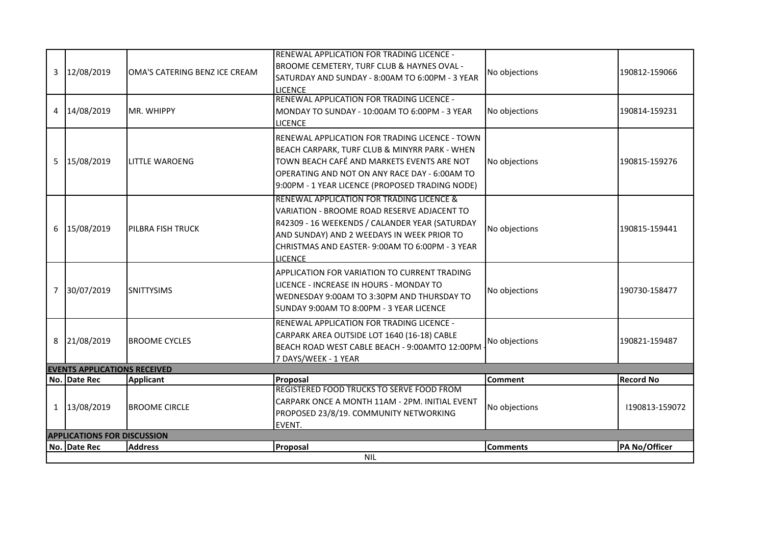| No. | Date Rec | Applicant | Proposal | Comment | Record No |
|---|---|---|---|---|---|
| 3 | 12/08/2019 | OMA'S CATERING BENZ ICE CREAM | RENEWAL APPLICATION FOR TRADING LICENCE - BROOME CEMETERY, TURF CLUB & HAYNES OVAL - SATURDAY AND SUNDAY - 8:00AM TO 6:00PM - 3 YEAR LICENCE | No objections | 190812-159066 |
| 4 | 14/08/2019 | MR. WHIPPY | RENEWAL APPLICATION FOR TRADING LICENCE - MONDAY TO SUNDAY - 10:00AM TO 6:00PM - 3 YEAR LICENCE | No objections | 190814-159231 |
| 5 | 15/08/2019 | LITTLE WAROENG | RENEWAL APPLICATION FOR TRADING LICENCE - TOWN BEACH CARPARK, TURF CLUB & MINYRR PARK - WHEN TOWN BEACH CAFÉ AND MARKETS EVENTS ARE NOT OPERATING AND NOT ON ANY RACE DAY - 6:00AM TO 9:00PM - 1 YEAR LICENCE (PROPOSED TRADING NODE) | No objections | 190815-159276 |
| 6 | 15/08/2019 | PILBRA FISH TRUCK | RENEWAL APPLICATION FOR TRADING LICENCE & VARIATION - BROOME ROAD RESERVE ADJACENT TO R42309 - 16 WEEKENDS / CALANDER YEAR (SATURDAY AND SUNDAY) AND 2 WEEDAYS IN WEEK PRIOR TO CHRISTMAS AND EASTER- 9:00AM TO 6:00PM - 3 YEAR LICENCE | No objections | 190815-159441 |
| 7 | 30/07/2019 | SNITTYSIMS | APPLICATION FOR VARIATION TO CURRENT TRADING LICENCE - INCREASE IN HOURS - MONDAY TO WEDNESDAY 9:00AM TO 3:30PM AND THURSDAY TO SUNDAY 9:00AM TO 8:00PM - 3 YEAR LICENCE | No objections | 190730-158477 |
| 8 | 21/08/2019 | BROOME CYCLES | RENEWAL APPLICATION FOR TRADING LICENCE - CARPARK AREA OUTSIDE LOT 1640 (16-18) CABLE BEACH ROAD WEST CABLE BEACH - 9:00AMTO 12:00PM - 7 DAYS/WEEK - 1 YEAR | No objections | 190821-159487 |

**EVENTS APPLICATIONS RECEIVED**

| No. | Date Rec | Applicant | Proposal | Comment | Record No |
|---|---|---|---|---|---|
| 1 | 13/08/2019 | BROOME CIRCLE | REGISTERED FOOD TRUCKS TO SERVE FOOD FROM CARPARK ONCE A MONTH 11AM - 2PM. INITIAL EVENT PROPOSED 23/8/19. COMMUNITY NETWORKING EVENT. | No objections | I190813-159072 |

**APPLICATIONS FOR DISCUSSION**

| No. | Date Rec | Address | Proposal | Comments | PA No/Officer |
|---|---|---|---|---|---|
| NIL | | | | | |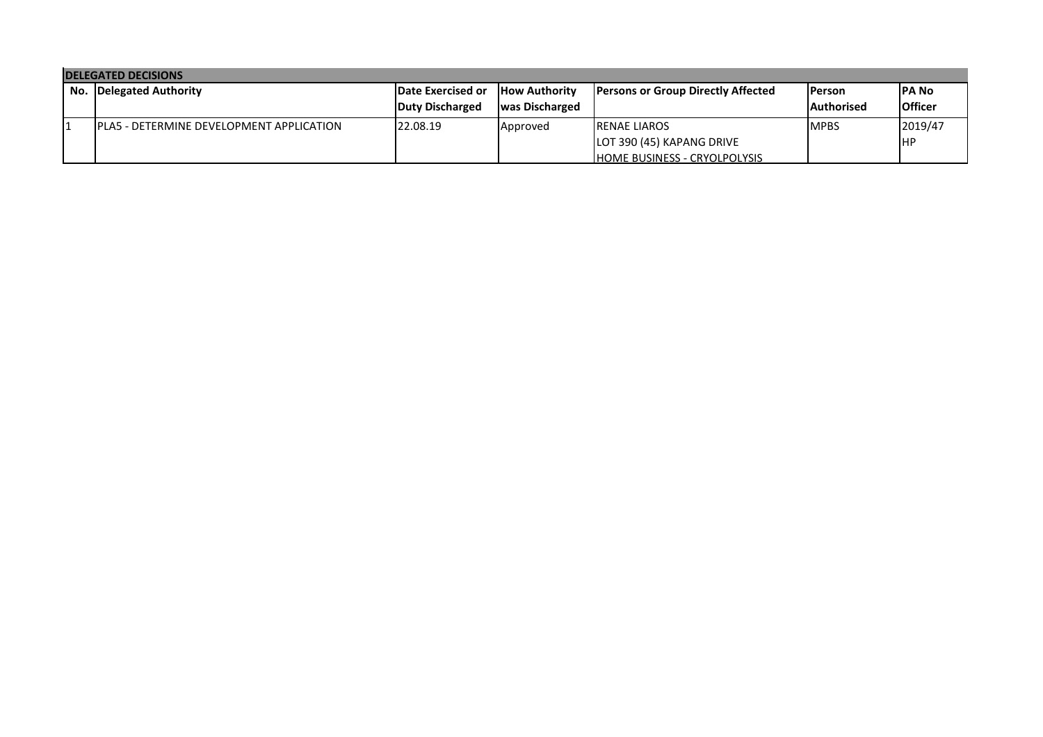**DELEGATED DECISIONS**

| No. | Delegated Authority | Date Exercised or Duty Discharged | How Authority was Discharged | Persons or Group Directly Affected | Person Authorised | PA No Officer |
|---|---|---|---|---|---|---|
| 1 | PLA5 - DETERMINE DEVELOPMENT APPLICATION | 22.08.19 | Approved | RENAE LIAROS<br>LOT 390 (45) KAPANG DRIVE<br>HOME BUSINESS - CRYOLPOLYSIS | MPBS | 2019/47<br>HP |